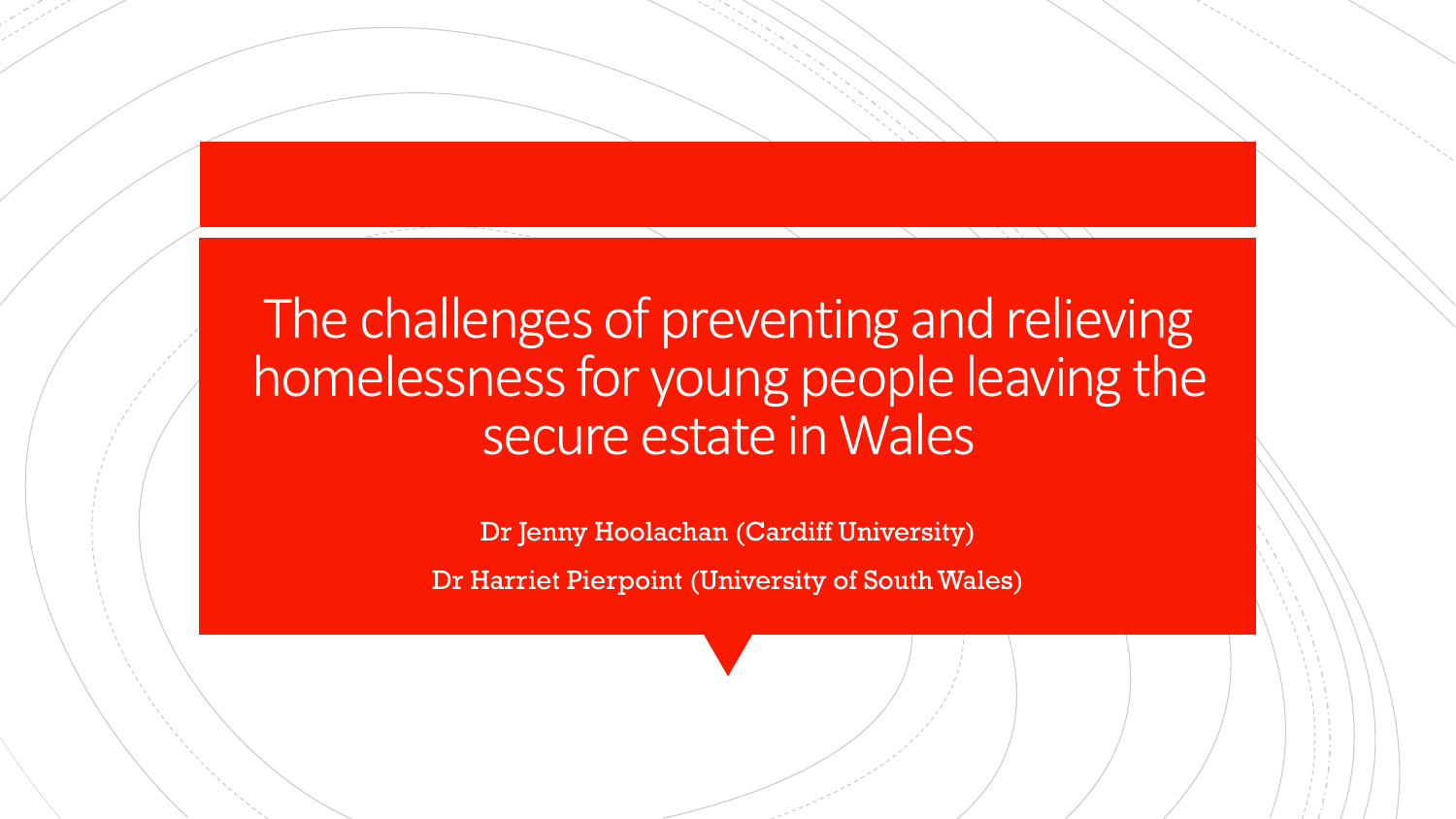# The challenges of preventing and relieving homelessness for young people leaving the secure estate in Wales

Dr Jenny Hoolachan (Cardiff University)

Dr Harriet Pierpoint (University of South Wales)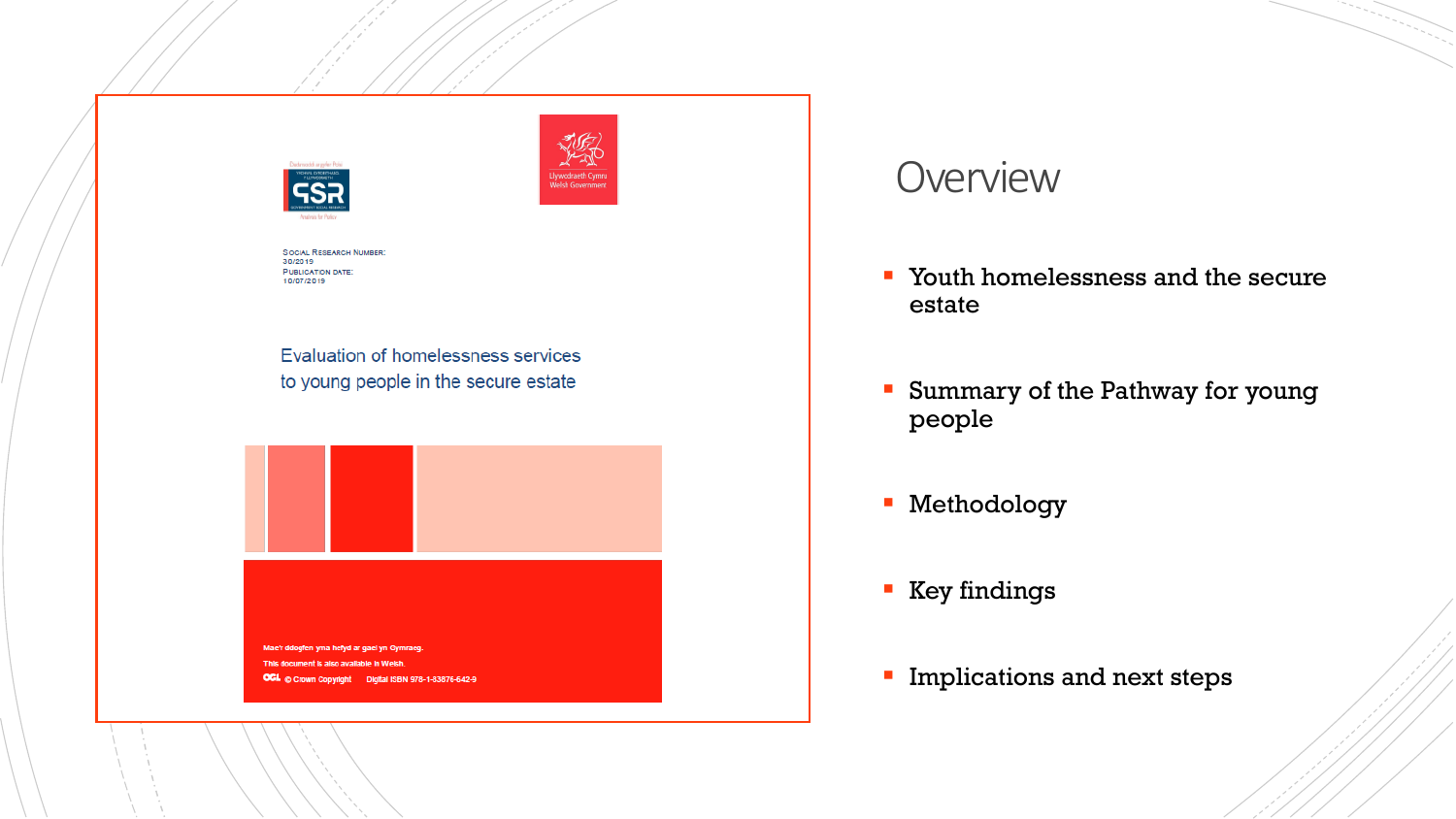# Overview

- Youth homelessness and the secure estate
- Summary of the Pathway for young people
- Methodology
- Key findings
- Implications and next steps

Social Research Number: 30/2019
Publication Date: 10/07/2019

Evaluation of homelessness services to young people in the secure estate

Mae'r ddogfen yma hefyd ar gael yn Gymraeg.
This document is also available in Welsh.
OGL © Crown Copyright Digital ISBN 978-1-83876-642-9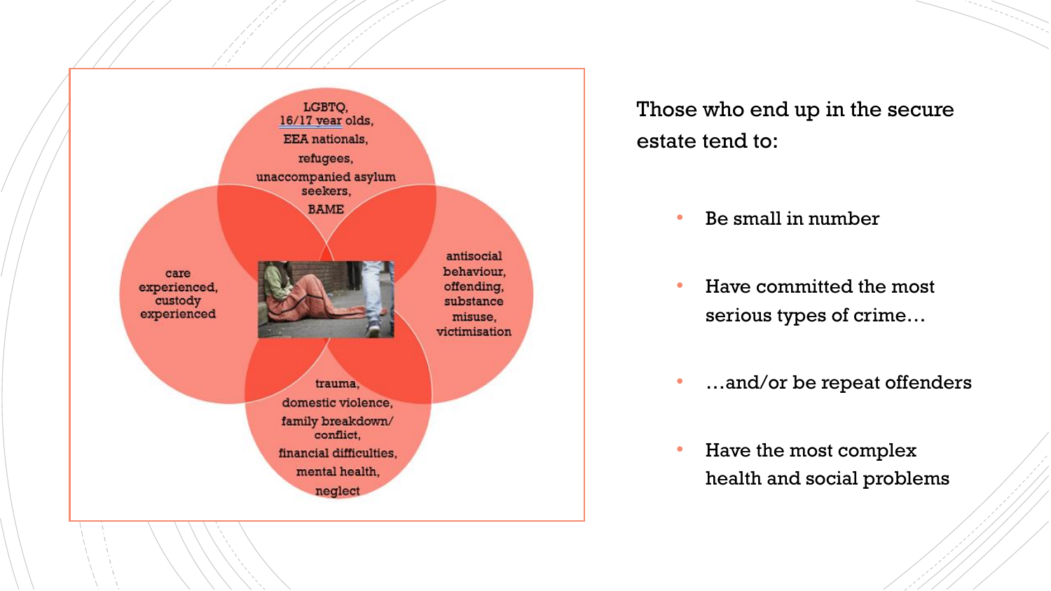LGBTQ, 16/17 year olds, EEA nationals, refugees, unaccompanied asylum seekers, BAME

care experienced, custody experienced

antisocial behaviour, offending, substance misuse, victimisation

trauma, domestic violence, family breakdown/ conflict, financial difficulties, mental health, neglect

Those who end up in the secure estate tend to:

- Be small in number
- Have committed the most serious types of crime…
- …and/or be repeat offenders
- Have the most complex health and social problems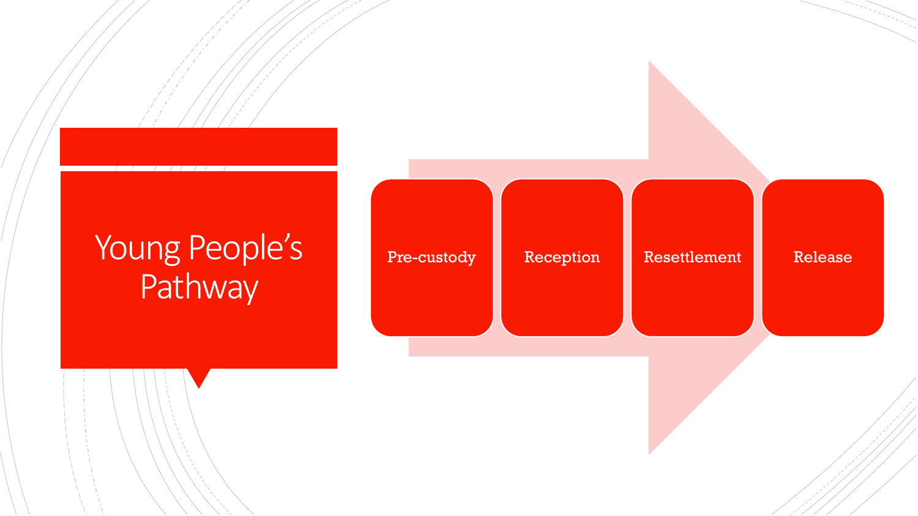# Young People's Pathway

- Pre-custody
- Reception
- Resettlement
- Release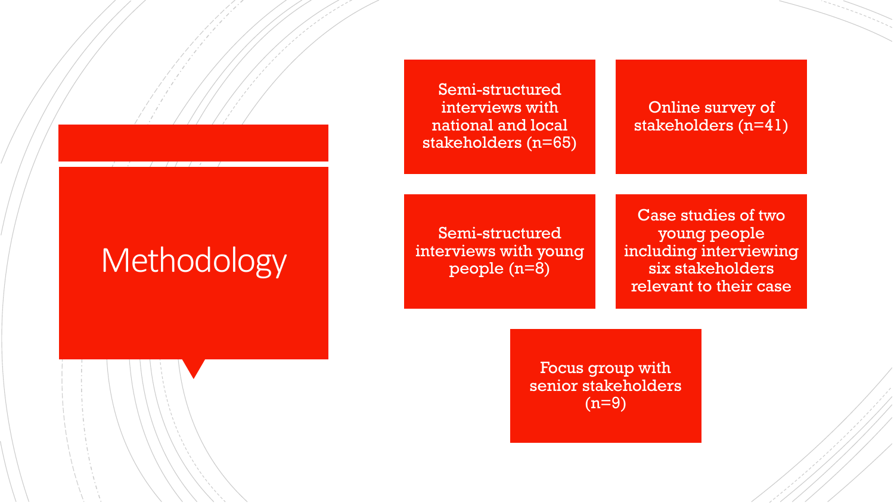# Methodology

- Semi-structured interviews with national and local stakeholders (n=65)
- Online survey of stakeholders (n=41)
- Semi-structured interviews with young people (n=8)
- Case studies of two young people including interviewing six stakeholders relevant to their case
- Focus group with senior stakeholders (n=9)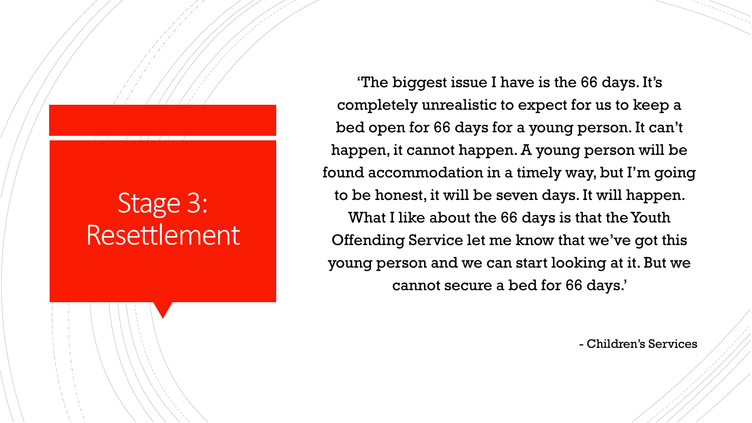# Stage 3: Resettlement

'The biggest issue I have is the 66 days. It's completely unrealistic to expect for us to keep a bed open for 66 days for a young person. It can't happen, it cannot happen. A young person will be found accommodation in a timely way, but I'm going to be honest, it will be seven days. It will happen. What I like about the 66 days is that the Youth Offending Service let me know that we've got this young person and we can start looking at it. But we cannot secure a bed for 66 days.'

- Children's Services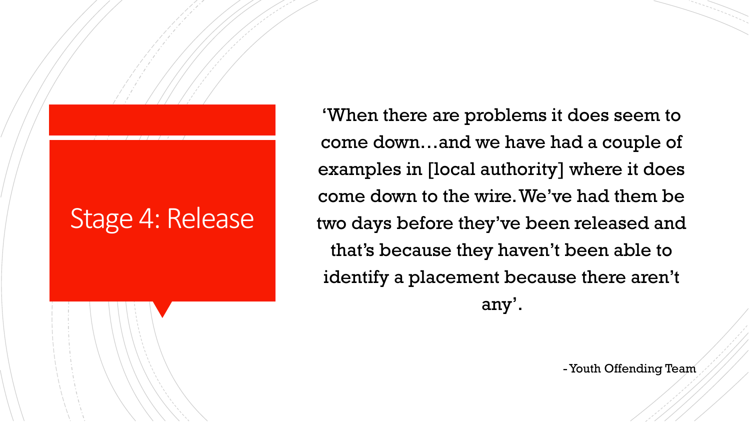# Stage 4: Release

'When there are problems it does seem to come down…and we have had a couple of examples in [local authority] where it does come down to the wire. We've had them be two days before they've been released and that's because they haven't been able to identify a placement because there aren't any'.

- Youth Offending Team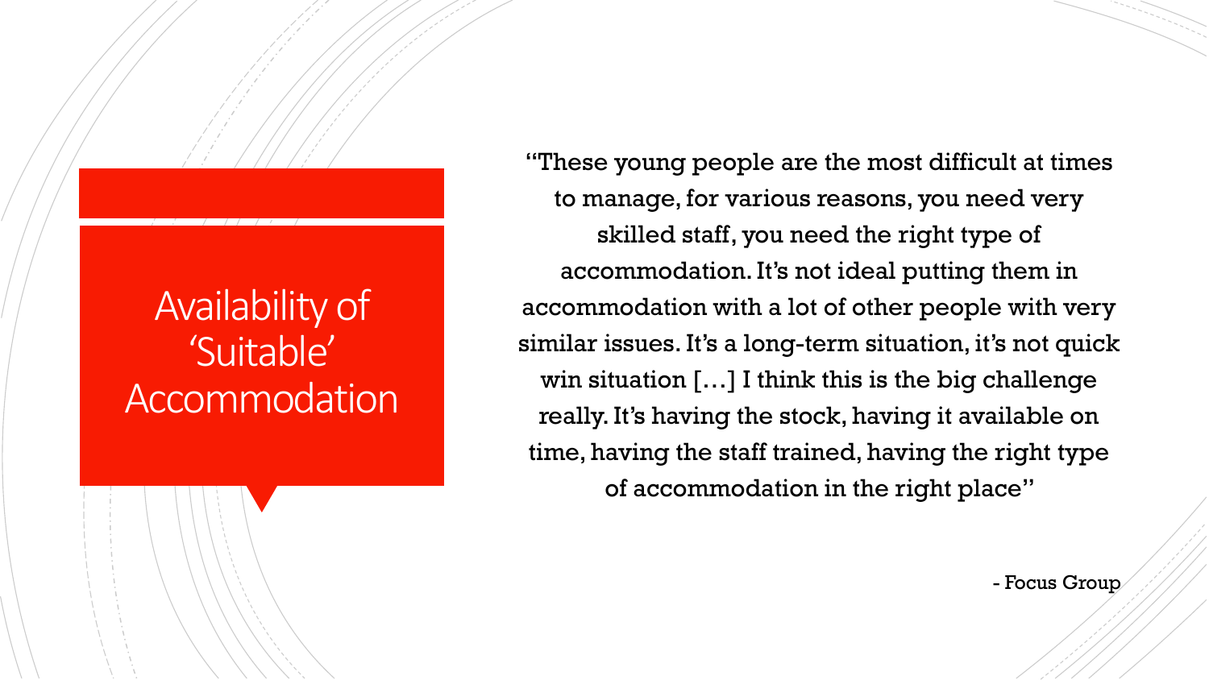# Availability of 'Suitable' Accommodation

"These young people are the most difficult at times to manage, for various reasons, you need very skilled staff, you need the right type of accommodation. It's not ideal putting them in accommodation with a lot of other people with very similar issues. It's a long-term situation, it's not quick win situation […] I think this is the big challenge really. It's having the stock, having it available on time, having the staff trained, having the right type of accommodation in the right place"

\- Focus Group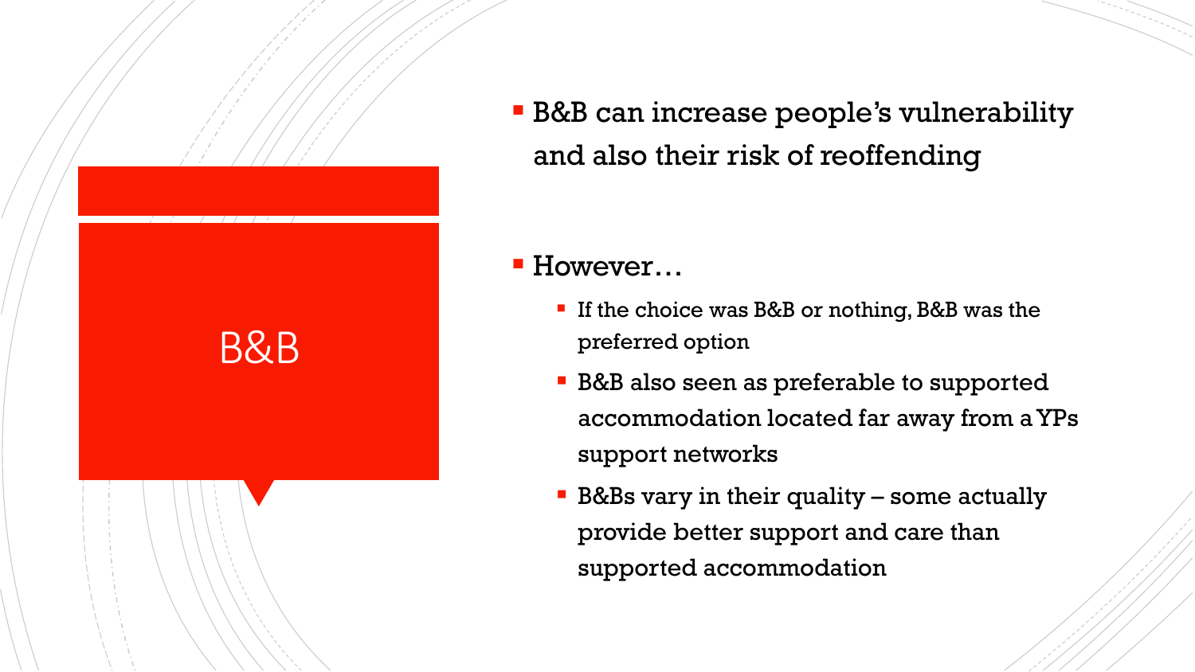# B&B

- B&B can increase people's vulnerability and also their risk of reoffending

- However…
  - If the choice was B&B or nothing, B&B was the preferred option
  - B&B also seen as preferable to supported accommodation located far away from a YPs support networks
  - B&Bs vary in their quality – some actually provide better support and care than supported accommodation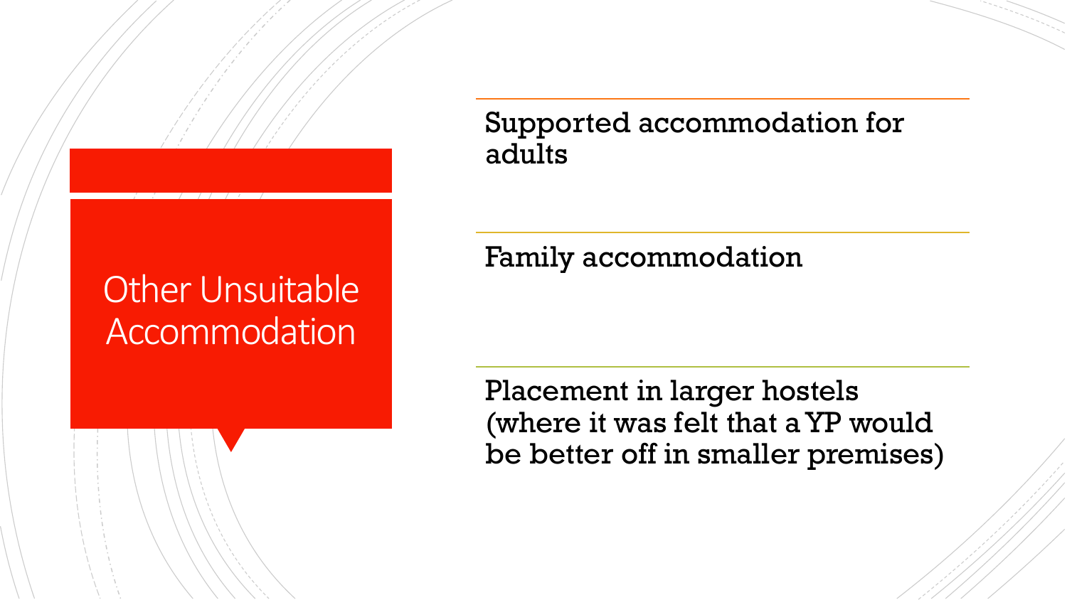# Other Unsuitable Accommodation

Supported accommodation for adults

Family accommodation

Placement in larger hostels (where it was felt that a YP would be better off in smaller premises)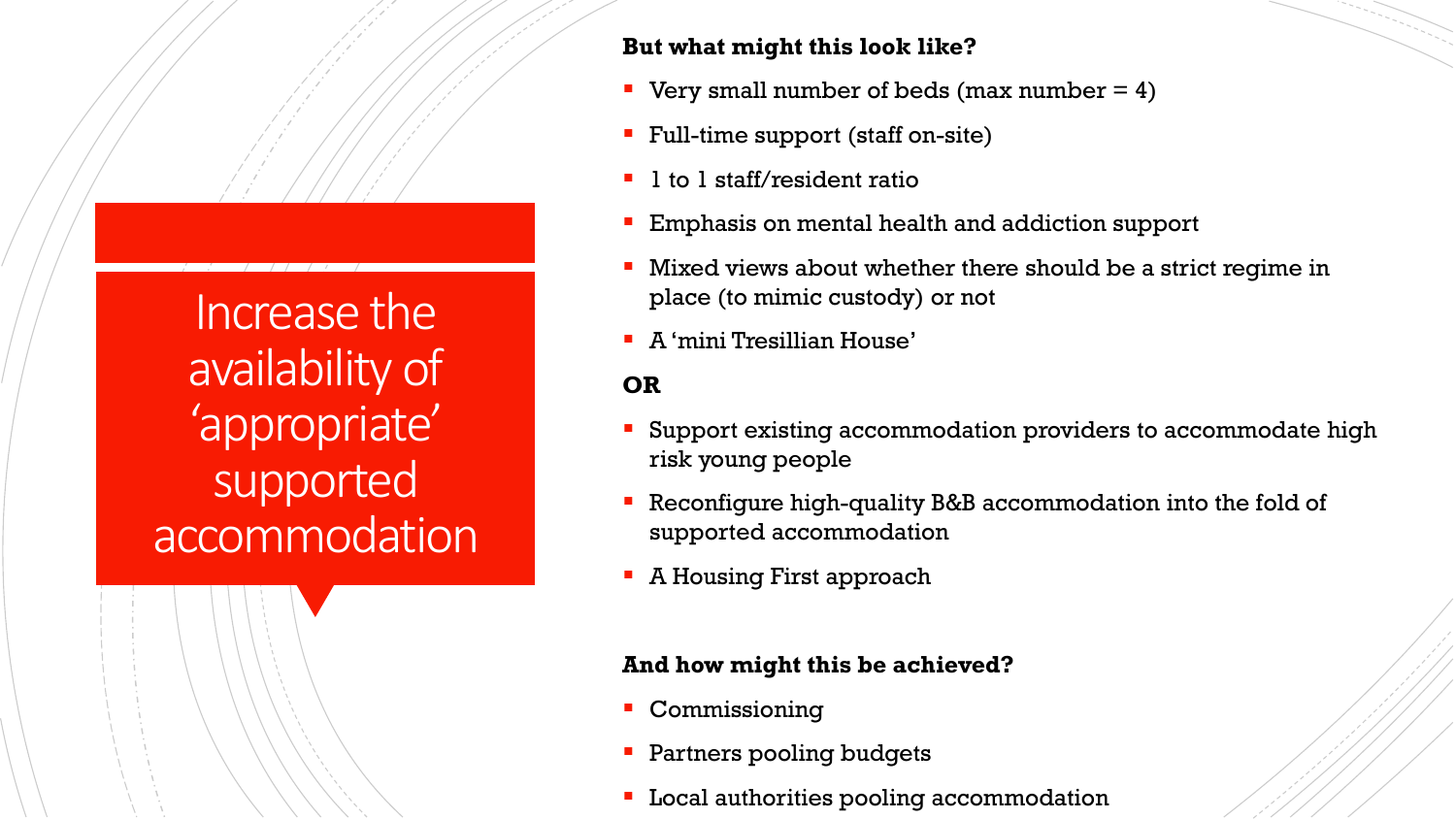# Increase the availability of 'appropriate' supported accommodation

**But what might this look like?**

- Very small number of beds (max number = 4)
- Full-time support (staff on-site)
- 1 to 1 staff/resident ratio
- Emphasis on mental health and addiction support
- Mixed views about whether there should be a strict regime in place (to mimic custody) or not
- A 'mini Tresillian House'

**OR**

- Support existing accommodation providers to accommodate high risk young people
- Reconfigure high-quality B&B accommodation into the fold of supported accommodation
- A Housing First approach

**And how might this be achieved?**

- Commissioning
- Partners pooling budgets
- Local authorities pooling accommodation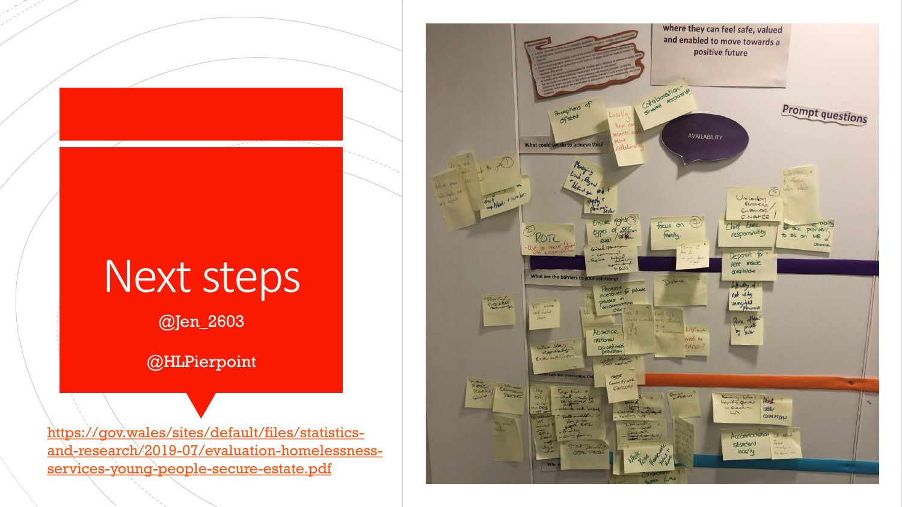# Next steps

@Jen_2603

@HLPierpoint

https://gov.wales/sites/default/files/statistics-and-research/2019-07/evaluation-homelessness-services-young-people-secure-estate.pdf